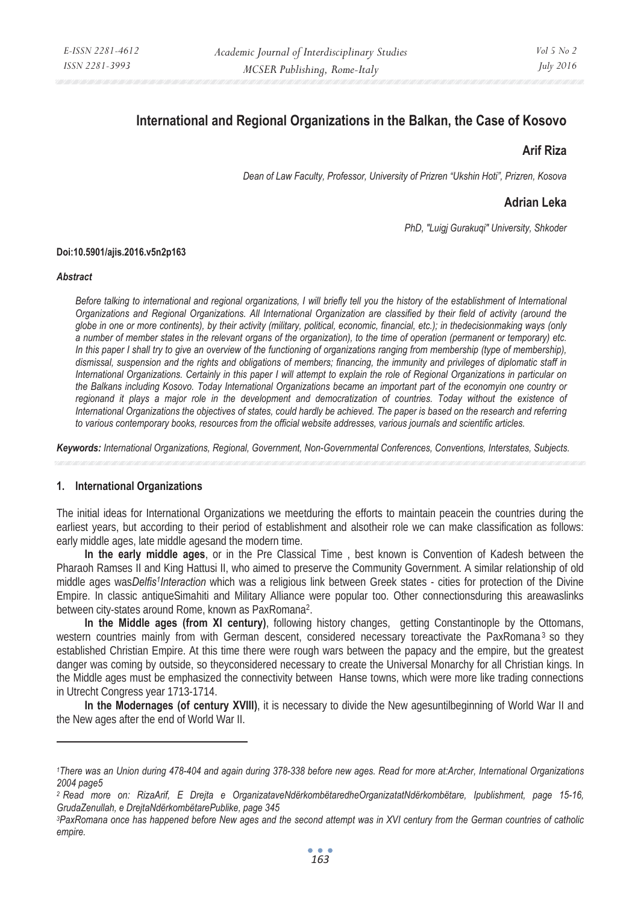# International and Regional Organizations in the Balkan, the Case of Kosovo

**Arif Riza**

*Dean of Law Faculty, Professor, University of Prizren "Ukshin Hoti", Prizren, Kosova*

**Adrian Leka**

*PhD, "Luigj Gurakuqi" University, Shkoder*

**Doi:10.5901/ajis.2016.v5n2p163**

***Abstract***

*Before talking to international and regional organizations, I will briefly tell you the history of the establishment of International Organizations and Regional Organizations. All International Organization are classified by their field of activity (around the globe in one or more continents), by their activity (military, political, economic, financial, etc.); in thedecisionmaking ways (only a number of member states in the relevant organs of the organization), to the time of operation (permanent or temporary) etc. In this paper I shall try to give an overview of the functioning of organizations ranging from membership (type of membership), dismissal, suspension and the rights and obligations of members; financing, the immunity and privileges of diplomatic staff in International Organizations. Certainly in this paper I will attempt to explain the role of Regional Organizations in particular on the Balkans including Kosovo. Today International Organizations became an important part of the economyin one country or regionand it plays a major role in the development and democratization of countries. Today without the existence of International Organizations the objectives of states, could hardly be achieved. The paper is based on the research and referring to various contemporary books, resources from the official website addresses, various journals and scientific articles.*

***Keywords:*** *International Organizations, Regional, Government, Non-Governmental Conferences, Conventions, Interstates, Subjects.*

## 1. International Organizations

The initial ideas for International Organizations we meetduring the efforts to maintain peacein the countries during the earliest years, but according to their period of establishment and alsotheir role we can make classification as follows: early middle ages, late middle agesand the modern time.

**In the early middle ages**, or in the Pre Classical Time , best known is Convention of Kadesh between the Pharaoh Ramses II and King Hattusi II, who aimed to preserve the Community Government. A similar relationship of old middle ages was*Delfis*[1]*Interaction* which was a religious link between Greek states - cities for protection of the Divine Empire. In classic antiqueSimahiti and Military Alliance were popular too. Other connectionsduring this areawaslinks between city-states around Rome, known as PaxRomana[2].

**In the Middle ages (from XI century)**, following history changes, getting Constantinople by the Ottomans, western countries mainly from with German descent, considered necessary toreactivate the PaxRomana[3] so they established Christian Empire. At this time there were rough wars between the papacy and the empire, but the greatest danger was coming by outside, so theyconsidered necessary to create the Universal Monarchy for all Christian kings. In the Middle ages must be emphasized the connectivity between Hanse towns, which were more like trading connections in Utrecht Congress year 1713-1714.

**In the Modernages (of century XVIII)**, it is necessary to divide the New agesuntilbeginning of World War II and the New ages after the end of World War II.

---

*[1]There was an Union during 478-404 and again during 378-338 before new ages. Read for more at:Archer, International Organizations 2004 page5*

*[2] Read more on: RizaArif, E Drejta e OrganizataveNdërkombëtaredheOrganizatatNdërkombëtare, Ipublishment, page 15-16, GrudaZenullah, e DrejtaNdërkombëtarePublike, page 345*

*[3]PaxRomana once has happened before New ages and the second attempt was in XVI century from the German countries of catholic empire.*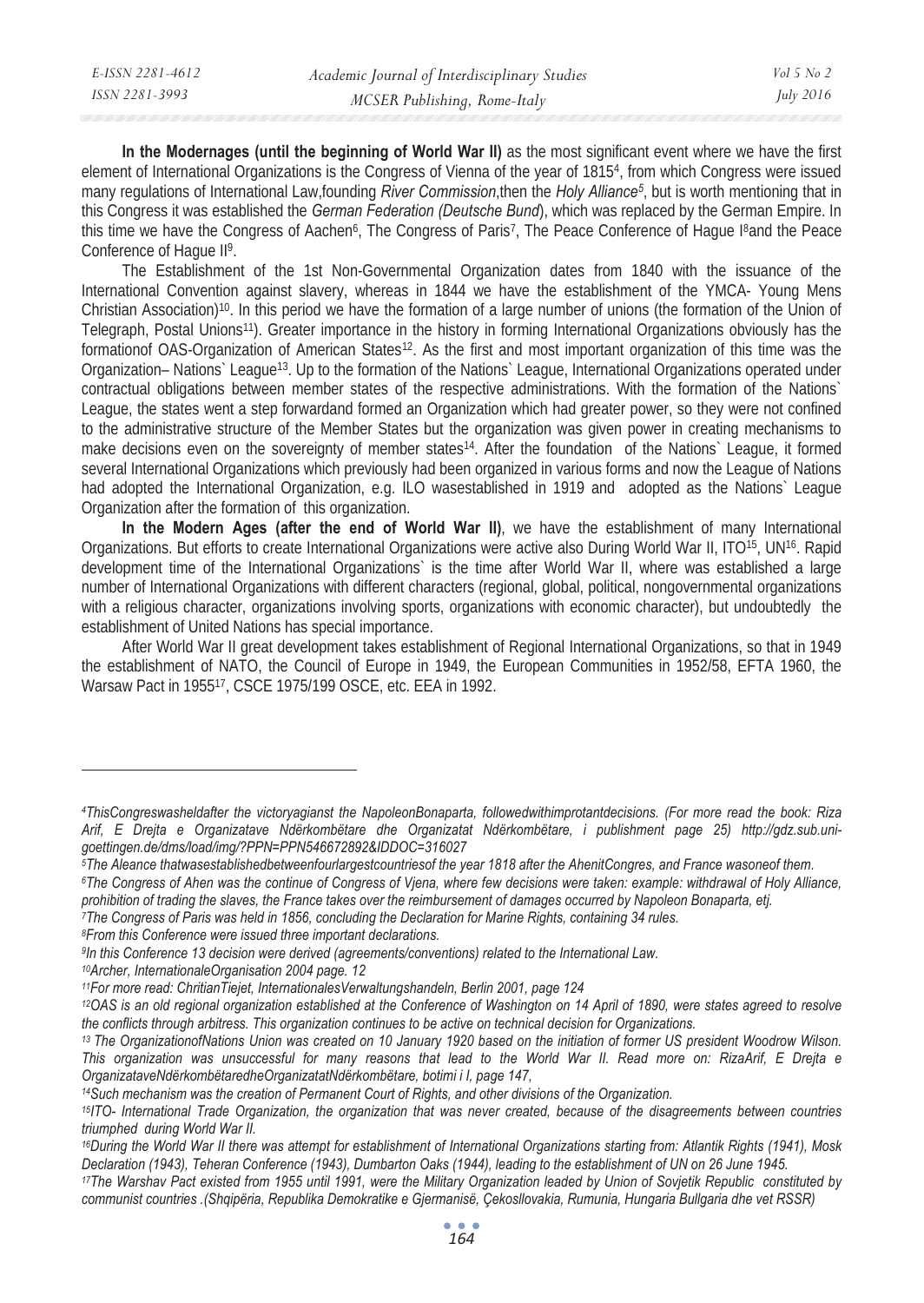**In the Modernages (until the beginning of World War II)** as the most significant event where we have the first element of International Organizations is the Congress of Vienna of the year of 1815[4], from which Congress were issued many regulations of International Law,founding *River Commission*,then the *Holy Alliance[5]*, but is worth mentioning that in this Congress it was established the *German Federation (Deutsche Bund*), which was replaced by the German Empire. In this time we have the Congress of Aachen[6], The Congress of Paris[7], The Peace Conference of Hague I[8]and the Peace Conference of Hague II[9].

The Establishment of the 1st Non-Governmental Organization dates from 1840 with the issuance of the International Convention against slavery, whereas in 1844 we have the establishment of the YMCA- Young Mens Christian Association)[10]. In this period we have the formation of a large number of unions (the formation of the Union of Telegraph, Postal Unions[11]). Greater importance in the history in forming International Organizations obviously has the formationof OAS-Organization of American States[12]. As the first and most important organization of this time was the Organization– Nations` League[13]. Up to the formation of the Nations` League, International Organizations operated under contractual obligations between member states of the respective administrations. With the formation of the Nations` League, the states went a step forwardand formed an Organization which had greater power, so they were not confined to the administrative structure of the Member States but the organization was given power in creating mechanisms to make decisions even on the sovereignty of member states[14]. After the foundation of the Nations` League, it formed several International Organizations which previously had been organized in various forms and now the League of Nations had adopted the International Organization, e.g. ILO wasestablished in 1919 and adopted as the Nations` League Organization after the formation of this organization.

**In the Modern Ages (after the end of World War II)**, we have the establishment of many International Organizations. But efforts to create International Organizations were active also During World War II, ITO[15], UN[16]. Rapid development time of the International Organizations` is the time after World War II, where was established a large number of International Organizations with different characters (regional, global, political, nongovernmental organizations with a religious character, organizations involving sports, organizations with economic character), but undoubtedly the establishment of United Nations has special importance.

After World War II great development takes establishment of Regional International Organizations, so that in 1949 the establishment of NATO, the Council of Europe in 1949, the European Communities in 1952/58, EFTA 1960, the Warsaw Pact in 1955[17], CSCE 1975/199 OSCE, etc. EEA in 1992.

---

*[4]ThisCongreswasheldafter the victoryagianst the NapoleonBonaparta, followedwithimprotantdecisions. (For more read the book: Riza Arif, E Drejta e Organizatave Ndërkombëtare dhe Organizatat Ndërkombëtare, i publishment page 25) http://gdz.sub.uni-goettingen.de/dms/load/img/?PPN=PPN546672892&IDDOC=316027*

*[5]The Aleance thatwasestablishedbetweenfourlargestcountriesof the year 1818 after the AhenitCongres, and France wasoneof them.*

*[6]The Congress of Ahen was the continue of Congress of Vjena, where few decisions were taken: example: withdrawal of Holy Alliance, prohibition of trading the slaves, the France takes over the reimbursement of damages occurred by Napoleon Bonaparta, etj.*

*[7]The Congress of Paris was held in 1856, concluding the Declaration for Marine Rights, containing 34 rules.*

*[8]From this Conference were issued three important declarations.*

*[9]In this Conference 13 decision were derived (agreements/conventions) related to the International Law.*

*[10]Archer, InternationaleOrganisation 2004 page. 12*

*[11]For more read: ChritianTiejet, InternationalesVerwaltungshandeln, Berlin 2001, page 124*

*[12]OAS is an old regional organization established at the Conference of Washington on 14 April of 1890, were states agreed to resolve the conflicts through arbitress. This organization continues to be active on technical decision for Organizations.*

*[13] The OrganizationofNations Union was created on 10 January 1920 based on the initiation of former US president Woodrow Wilson. This organization was unsuccessful for many reasons that lead to the World War II. Read more on: RizaArif, E Drejta e OrganizataveNdërkombëtaredheOrganizatatNdërkombëtare, botimi i I, page 147,*

*[14]Such mechanism was the creation of Permanent Court of Rights, and other divisions of the Organization.*

*[15]ITO- International Trade Organization, the organization that was never created, because of the disagreements between countries triumphed during World War II.*

*[16]During the World War II there was attempt for establishment of International Organizations starting from: Atlantik Rights (1941), Mosk Declaration (1943), Teheran Conference (1943), Dumbarton Oaks (1944), leading to the establishment of UN on 26 June 1945.*

*[17]The Warshav Pact existed from 1955 until 1991, were the Military Organization leaded by Union of Sovjetik Republic constituted by communist countries .(Shqipëria, Republika Demokratike e Gjermanisë, Çekosllovakia, Rumunia, Hungaria Bullgaria dhe vet RSSR)*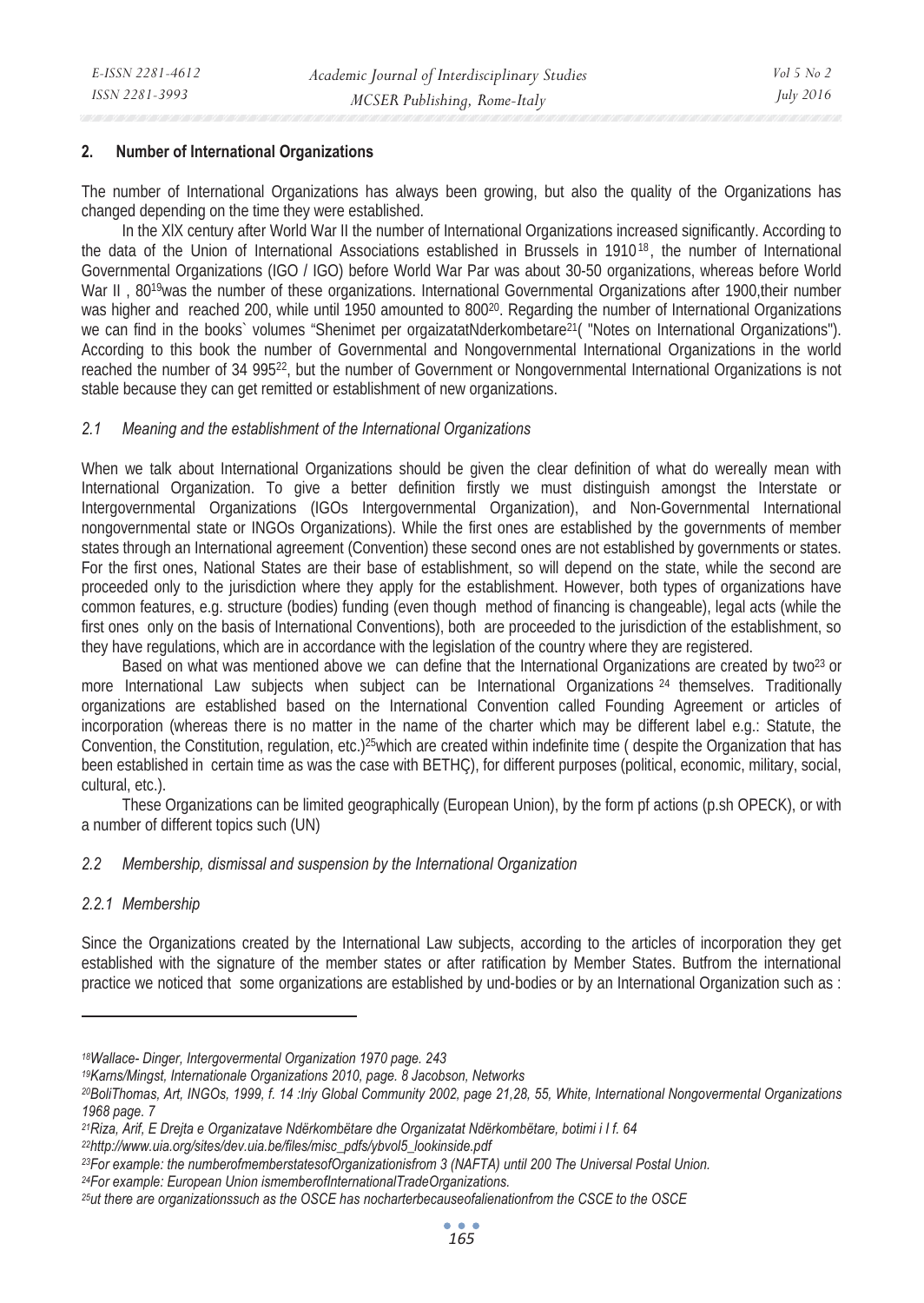## 2. Number of International Organizations

The number of International Organizations has always been growing, but also the quality of the Organizations has changed depending on the time they were established.

In the XIX century after World War II the number of International Organizations increased significantly. According to the data of the Union of International Associations established in Brussels in 1910[18], the number of International Governmental Organizations (IGO / IGO) before World War Par was about 30-50 organizations, whereas before World War II , 80[19]was the number of these organizations. International Governmental Organizations after 1900,their number was higher and reached 200, while until 1950 amounted to 800[20]. Regarding the number of International Organizations we can find in the books` volumes "Shenimet per orgaizatatNderkombetare[21]( "Notes on International Organizations"). According to this book the number of Governmental and Nongovernmental International Organizations in the world reached the number of 34 995[22], but the number of Government or Nongovernmental International Organizations is not stable because they can get remitted or establishment of new organizations.

### *2.1 Meaning and the establishment of the International Organizations*

When we talk about International Organizations should be given the clear definition of what do wereally mean with International Organization. To give a better definition firstly we must distinguish amongst the Interstate or Intergovernmental Organizations (IGOs Intergovernmental Organization), and Non-Governmental International nongovernmental state or INGOs Organizations). While the first ones are established by the governments of member states through an International agreement (Convention) these second ones are not established by governments or states. For the first ones, National States are their base of establishment, so will depend on the state, while the second are proceeded only to the jurisdiction where they apply for the establishment. However, both types of organizations have common features, e.g. structure (bodies) funding (even though method of financing is changeable), legal acts (while the first ones only on the basis of International Conventions), both are proceeded to the jurisdiction of the establishment, so they have regulations, which are in accordance with the legislation of the country where they are registered.

Based on what was mentioned above we can define that the International Organizations are created by two[23] or more International Law subjects when subject can be International Organizations [24] themselves. Traditionally organizations are established based on the International Convention called Founding Agreement or articles of incorporation (whereas there is no matter in the name of the charter which may be different label e.g.: Statute, the Convention, the Constitution, regulation, etc.)[25]which are created within indefinite time ( despite the Organization that has been established in certain time as was the case with BETHÇ), for different purposes (political, economic, military, social, cultural, etc.).

These Organizations can be limited geographically (European Union), by the form pf actions (p.sh OPECK), or with a number of different topics such (UN)

### *2.2 Membership, dismissal and suspension by the International Organization*

#### *2.2.1 Membership*

Since the Organizations created by the International Law subjects, according to the articles of incorporation they get established with the signature of the member states or after ratification by Member States. Butfrom the international practice we noticed that some organizations are established by und-bodies or by an International Organization such as :

---

*[18]Wallace- Dinger, Intergovermental Organization 1970 page. 243*

*[19]Karns/Mingst, Internationale Organizations 2010, page. 8 Jacobson, Networks*

*[20]BoliThomas, Art, INGOs, 1999, f. 14 :Iriy Global Community 2002, page 21,28, 55, White, International Nongovermental Organizations 1968 page. 7*

*[21]Riza, Arif, E Drejta e Organizatave Ndërkombëtare dhe Organizatat Ndërkombëtare, botimi i I f. 64*

*[22]http://www.uia.org/sites/dev.uia.be/files/misc_pdfs/ybvol5_lookinside.pdf*

*[23]For example: the numberofmemberstatesofOrganizationisfrom 3 (NAFTA) until 200 The Universal Postal Union.*

*[24]For example: European Union ismemberofInternationalTradeOrganizations.*

*[25]ut there are organizationssuch as the OSCE has nocharterbecauseofalienationfrom the CSCE to the OSCE*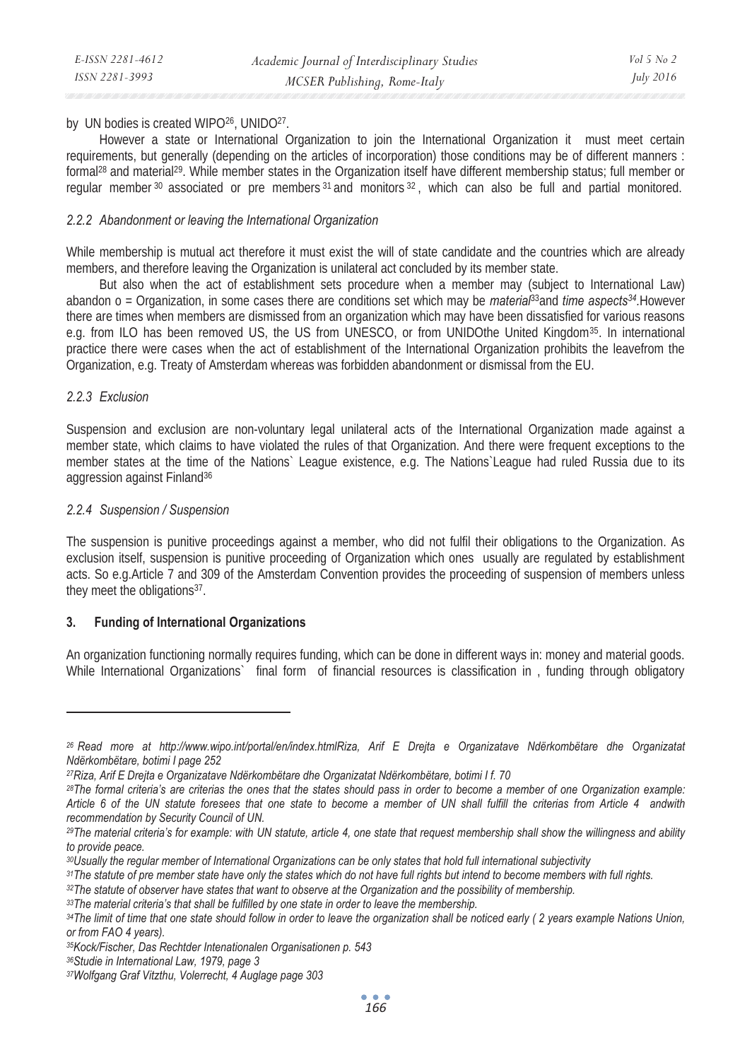by UN bodies is created WIPO[26], UNIDO[27].

However a state or International Organization to join the International Organization it must meet certain requirements, but generally (depending on the articles of incorporation) those conditions may be of different manners : formal[28] and material[29]. While member states in the Organization itself have different membership status; full member or regular member[30] associated or pre members[31] and monitors[32], which can also be full and partial monitored.

### 2.2.2 Abandonment or leaving the International Organization

While membership is mutual act therefore it must exist the will of state candidate and the countries which are already members, and therefore leaving the Organization is unilateral act concluded by its member state.

But also when the act of establishment sets procedure when a member may (subject to International Law) abandon o = Organization, in some cases there are conditions set which may be *material*[33]and *time aspects*[34].However there are times when members are dismissed from an organization which may have been dissatisfied for various reasons e.g. from ILO has been removed US, the US from UNESCO, or from UNIDOthe United Kingdom[35]. In international practice there were cases when the act of establishment of the International Organization prohibits the leavefrom the Organization, e.g. Treaty of Amsterdam whereas was forbidden abandonment or dismissal from the EU.

### 2.2.3 Exclusion

Suspension and exclusion are non-voluntary legal unilateral acts of the International Organization made against a member state, which claims to have violated the rules of that Organization. And there were frequent exceptions to the member states at the time of the Nations` League existence, e.g. The Nations`League had ruled Russia due to its aggression against Finland[36]

### 2.2.4 Suspension / Suspension

The suspension is punitive proceedings against a member, who did not fulfil their obligations to the Organization. As exclusion itself, suspension is punitive proceeding of Organization which ones usually are regulated by establishment acts. So e.g.Article 7 and 309 of the Amsterdam Convention provides the proceeding of suspension of members unless they meet the obligations[37].

## 3. Funding of International Organizations

An organization functioning normally requires funding, which can be done in different ways in: money and material goods. While International Organizations` final form of financial resources is classification in , funding through obligatory

---

*[26] Read more at http://www.wipo.int/portal/en/index.htmlRiza, Arif E Drejta e Organizatave Ndërkombëtare dhe Organizatat Ndërkombëtare, botimi I page 252*

*[27]Riza, Arif E Drejta e Organizatave Ndërkombëtare dhe Organizatat Ndërkombëtare, botimi I f. 70*

*[28]The formal criteria's are criterias the ones that the states should pass in order to become a member of one Organization example: Article 6 of the UN statute foresees that one state to become a member of UN shall fulfill the criterias from Article 4 andwith recommendation by Security Council of UN.*

*[29]The material criteria's for example: with UN statute, article 4, one state that request membership shall show the willingness and ability to provide peace.*

*[30]Usually the regular member of International Organizations can be only states that hold full international subjectivity*

*[31]The statute of pre member state have only the states which do not have full rights but intend to become members with full rights.*

*[32]The statute of observer have states that want to observe at the Organization and the possibility of membership.*

*[33]The material criteria's that shall be fulfilled by one state in order to leave the membership.*

*[34]The limit of time that one state should follow in order to leave the organization shall be noticed early ( 2 years example Nations Union, or from FAO 4 years).*

*[35]Kock/Fischer, Das Rechtder Intenationalen Organisationen p. 543*

*[36]Studie in International Law, 1979, page 3*

*[37]Wolfgang Graf Vitzthu, Volerrecht, 4 Auglage page 303*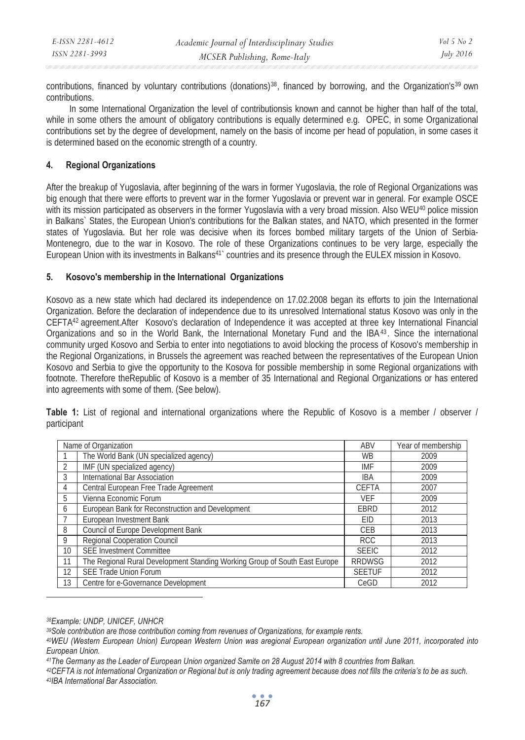contributions, financed by voluntary contributions (donations)[38], financed by borrowing, and the Organization's[39] own contributions.

In some International Organization the level of contributionsis known and cannot be higher than half of the total, while in some others the amount of obligatory contributions is equally determined e.g. OPEC, in some Organizational contributions set by the degree of development, namely on the basis of income per head of population, in some cases it is determined based on the economic strength of a country.

## 4. Regional Organizations

After the breakup of Yugoslavia, after beginning of the wars in former Yugoslavia, the role of Regional Organizations was big enough that there were efforts to prevent war in the former Yugoslavia or prevent war in general. For example OSCE with its mission participated as observers in the former Yugoslavia with a very broad mission. Also WEU[40] police mission in Balkans` States, the European Union's contributions for the Balkan states, and NATO, which presented in the former states of Yugoslavia. But her role was decisive when its forces bombed military targets of the Union of Serbia-Montenegro, due to the war in Kosovo. The role of these Organizations continues to be very large, especially the European Union with its investments in Balkans[41]` countries and its presence through the EULEX mission in Kosovo.

## 5. Kosovo's membership in the International Organizations

Kosovo as a new state which had declared its independence on 17.02.2008 began its efforts to join the International Organization. Before the declaration of independence due to its unresolved International status Kosovo was only in the CEFTA[42] agreement.After Kosovo's declaration of Independence it was accepted at three key International Financial Organizations and so in the World Bank, the International Monetary Fund and the IBA[43]. Since the international community urged Kosovo and Serbia to enter into negotiations to avoid blocking the process of Kosovo's membership in the Regional Organizations, in Brussels the agreement was reached between the representatives of the European Union Kosovo and Serbia to give the opportunity to the Kosova for possible membership in some Regional organizations with footnote. Therefore theRepublic of Kosovo is a member of 35 International and Regional Organizations or has entered into agreements with some of them. (See below).

**Table 1:** List of regional and international organizations where the Republic of Kosovo is a member / observer / participant

| Name of Organization | | ABV | Year of membership |
|---|---|---|---|
| 1 | The World Bank (UN specialized agency) | WB | 2009 |
| 2 | IMF (UN specialized agency) | IMF | 2009 |
| 3 | International Bar Association | IBA | 2009 |
| 4 | Central European Free Trade Agreement | CEFTA | 2007 |
| 5 | Vienna Economic Forum | VEF | 2009 |
| 6 | European Bank for Reconstruction and Development | EBRD | 2012 |
| 7 | European Investment Bank | EID | 2013 |
| 8 | Council of Europe Development Bank | CEB | 2013 |
| 9 | Regional Cooperation Council | RCC | 2013 |
| 10 | SEE Investment Committee | SEEIC | 2012 |
| 11 | The Regional Rural Development Standing Working Group of South East Europe | RRDWSG | 2012 |
| 12 | SEE Trade Union Forum | SEETUF | 2012 |
| 13 | Centre for e-Governance Development | CeGD | 2012 |

---

*[38]Example: UNDP, UNICEF, UNHCR*

*[39]Sole contribution are those contribution coming from revenues of Organizations, for example rents.*

*[40]WEU (Western European Union) European Western Union was aregional European organization until June 2011, incorporated into European Union.*

*[41]The Germany as the Leader of European Union organized Samite on 28 August 2014 with 8 countries from Balkan.*

*[42]CEFTA is not International Organization or Regional but is only trading agreement because does not fills the criteria's to be as such.*

*[43]IBA International Bar Association.*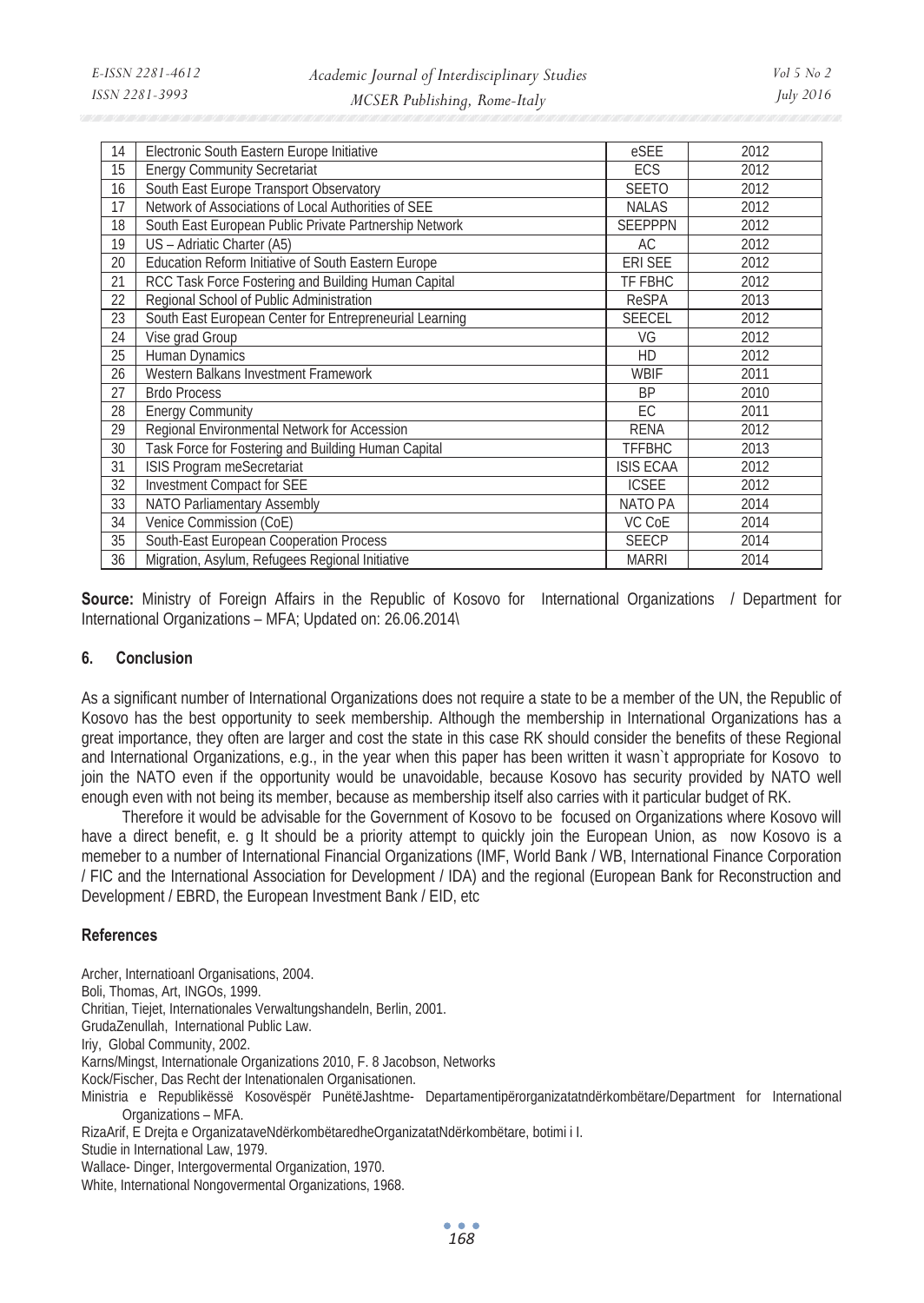| 14 | Electronic South Eastern Europe Initiative | eSEE | 2012 |
|---|---|---|---|
| 15 | Energy Community Secretariat | ECS | 2012 |
| 16 | South East Europe Transport Observatory | SEETO | 2012 |
| 17 | Network of Associations of Local Authorities of SEE | NALAS | 2012 |
| 18 | South East European Public Private Partnership Network | SEEPPPN | 2012 |
| 19 | US – Adriatic Charter (A5) | AC | 2012 |
| 20 | Education Reform Initiative of South Eastern Europe | ERI SEE | 2012 |
| 21 | RCC Task Force Fostering and Building Human Capital | TF FBHC | 2012 |
| 22 | Regional School of Public Administration | ReSPA | 2013 |
| 23 | South East European Center for Entrepreneurial Learning | SEECEL | 2012 |
| 24 | Vise grad Group | VG | 2012 |
| 25 | Human Dynamics | HD | 2012 |
| 26 | Western Balkans Investment Framework | WBIF | 2011 |
| 27 | Brdo Process | BP | 2010 |
| 28 | Energy Community | EC | 2011 |
| 29 | Regional Environmental Network for Accession | RENA | 2012 |
| 30 | Task Force for Fostering and Building Human Capital | TFFBHC | 2013 |
| 31 | ISIS Program meSecretariat | ISIS ECAA | 2012 |
| 32 | Investment Compact for SEE | ICSEE | 2012 |
| 33 | NATO Parliamentary Assembly | NATO PA | 2014 |
| 34 | Venice Commission (CoE) | VC CoE | 2014 |
| 35 | South-East European Cooperation Process | SEECP | 2014 |
| 36 | Migration, Asylum, Refugees Regional Initiative | MARRI | 2014 |

**Source:** Ministry of Foreign Affairs in the Republic of Kosovo for International Organizations / Department for International Organizations – MFA; Updated on: 26.06.2014\

## 6. Conclusion

As a significant number of International Organizations does not require a state to be a member of the UN, the Republic of Kosovo has the best opportunity to seek membership. Although the membership in International Organizations has a great importance, they often are larger and cost the state in this case RK should consider the benefits of these Regional and International Organizations, e.g., in the year when this paper has been written it wasn`t appropriate for Kosovo to join the NATO even if the opportunity would be unavoidable, because Kosovo has security provided by NATO well enough even with not being its member, because as membership itself also carries with it particular budget of RK.

Therefore it would be advisable for the Government of Kosovo to be focused on Organizations where Kosovo will have a direct benefit, e. g It should be a priority attempt to quickly join the European Union, as now Kosovo is a memeber to a number of International Financial Organizations (IMF, World Bank / WB, International Finance Corporation / FIC and the International Association for Development / IDA) and the regional (European Bank for Reconstruction and Development / EBRD, the European Investment Bank / EID, etc

## References

Archer, Internatioanl Organisations, 2004.
Boli, Thomas, Art, INGOs, 1999.
Chritian, Tiejet, Internationales Verwaltungshandeln, Berlin, 2001.
GrudaZenullah, International Public Law.
Iriy, Global Community, 2002.
Karns/Mingst, Internationale Organizations 2010, F. 8 Jacobson, Networks
Kock/Fischer, Das Recht der Intenationalen Organisationen.
Ministria e Republikëssë Kosovëspër PunëtëJashtme- Departamentipërorganizatatndërkombëtare/Department for International Organizations – MFA.
RizaArif, E Drejta e OrganizataveNdërkombëtaredheOrganizatatNdërkombëtare, botimi i I.
Studie in International Law, 1979.
Wallace- Dinger, Intergovermental Organization, 1970.
White, International Nongovermental Organizations, 1968.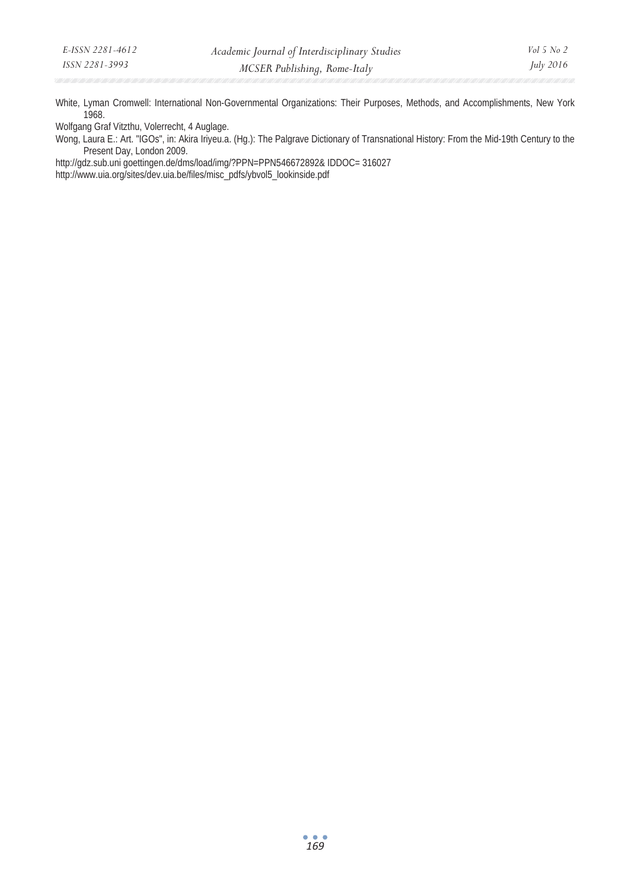White, Lyman Cromwell: International Non-Governmental Organizations: Their Purposes, Methods, and Accomplishments, New York 1968.

Wolfgang Graf Vitzthu, Volerrecht, 4 Auglage.

Wong, Laura E.: Art. "IGOs", in: Akira Iriyeu.a. (Hg.): The Palgrave Dictionary of Transnational History: From the Mid-19th Century to the Present Day, London 2009.

http://gdz.sub.uni goettingen.de/dms/load/img/?PPN=PPN546672892& IDDOC= 316027

http://www.uia.org/sites/dev.uia.be/files/misc_pdfs/ybvol5_lookinside.pdf